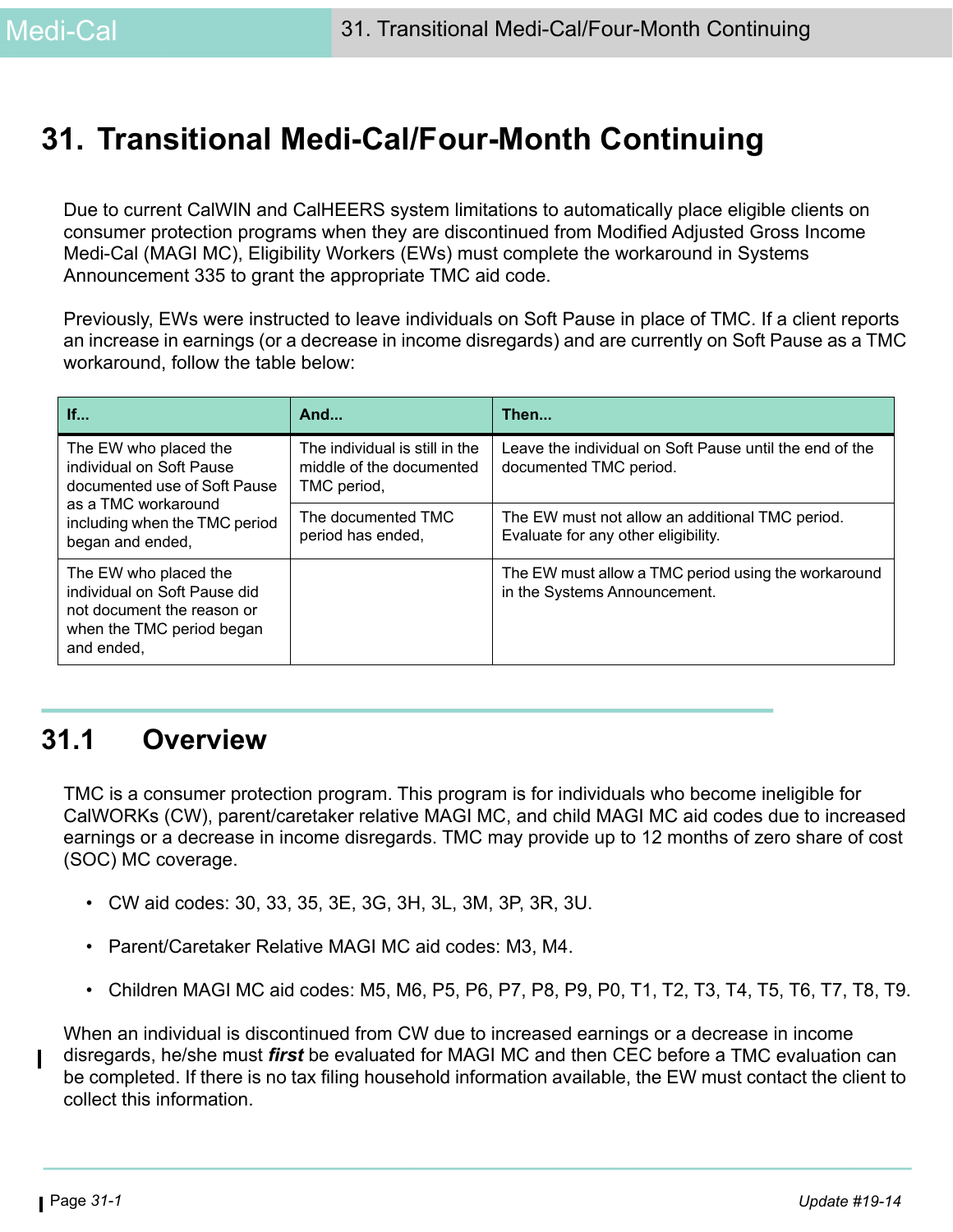# 31. Transitional Medi-Cal/Four-Month Continuing

Due to current CalWIN and CalHEERS system limitations to automatically place eligible clients on consumer protection programs when they are discontinued from Modified Adjusted Gross Income Medi-Cal (MAGI MC), Eligibility Workers (EWs) must complete the workaround in Systems Announcement 335 to grant the appropriate TMC aid code.

Previously, EWs were instructed to leave individuals on Soft Pause in place of TMC. If a client reports an increase in earnings (or a decrease in income disregards) and are currently on Soft Pause as a TMC workaround, follow the table below:

| If... | And... | Then... |
| --- | --- | --- |
| The EW who placed the individual on Soft Pause documented use of Soft Pause as a TMC workaround including when the TMC period began and ended, | The individual is still in the middle of the documented TMC period, | Leave the individual on Soft Pause until the end of the documented TMC period. |
| | The documented TMC period has ended, | The EW must not allow an additional TMC period. Evaluate for any other eligibility. |
| The EW who placed the individual on Soft Pause did not document the reason or when the TMC period began and ended, | | The EW must allow a TMC period using the workaround in the Systems Announcement. |

## 31.1 Overview

TMC is a consumer protection program. This program is for individuals who become ineligible for CalWORKs (CW), parent/caretaker relative MAGI MC, and child MAGI MC aid codes due to increased earnings or a decrease in income disregards. TMC may provide up to 12 months of zero share of cost (SOC) MC coverage.

- CW aid codes: 30, 33, 35, 3E, 3G, 3H, 3L, 3M, 3P, 3R, 3U.
- Parent/Caretaker Relative MAGI MC aid codes: M3, M4.
- Children MAGI MC aid codes: M5, M6, P5, P6, P7, P8, P9, P0, T1, T2, T3, T4, T5, T6, T7, T8, T9.

When an individual is discontinued from CW due to increased earnings or a decrease in income disregards, he/she must ***first*** be evaluated for MAGI MC and then CEC before a TMC evaluation can be completed. If there is no tax filing household information available, the EW must contact the client to collect this information.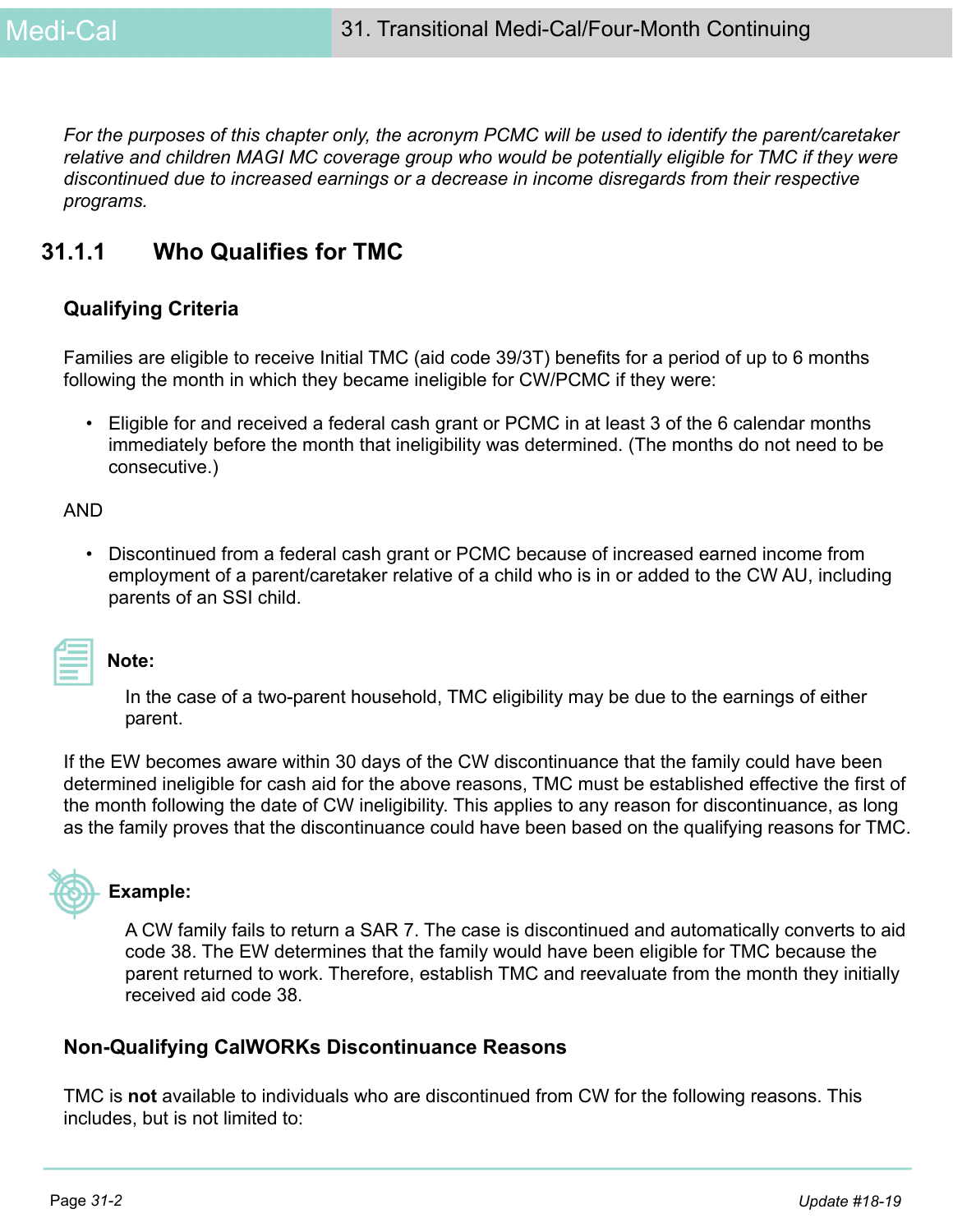*For the purposes of this chapter only, the acronym PCMC will be used to identify the parent/caretaker relative and children MAGI MC coverage group who would be potentially eligible for TMC if they were discontinued due to increased earnings or a decrease in income disregards from their respective programs.*

## 31.1.1 Who Qualifies for TMC

### Qualifying Criteria

Families are eligible to receive Initial TMC (aid code 39/3T) benefits for a period of up to 6 months following the month in which they became ineligible for CW/PCMC if they were:

- Eligible for and received a federal cash grant or PCMC in at least 3 of the 6 calendar months immediately before the month that ineligibility was determined. (The months do not need to be consecutive.)

AND

- Discontinued from a federal cash grant or PCMC because of increased earned income from employment of a parent/caretaker relative of a child who is in or added to the CW AU, including parents of an SSI child.

**Note:**

In the case of a two-parent household, TMC eligibility may be due to the earnings of either parent.

If the EW becomes aware within 30 days of the CW discontinuance that the family could have been determined ineligible for cash aid for the above reasons, TMC must be established effective the first of the month following the date of CW ineligibility. This applies to any reason for discontinuance, as long as the family proves that the discontinuance could have been based on the qualifying reasons for TMC.

**Example:**

A CW family fails to return a SAR 7. The case is discontinued and automatically converts to aid code 38. The EW determines that the family would have been eligible for TMC because the parent returned to work. Therefore, establish TMC and reevaluate from the month they initially received aid code 38.

### Non-Qualifying CalWORKs Discontinuance Reasons

TMC is **not** available to individuals who are discontinued from CW for the following reasons. This includes, but is not limited to: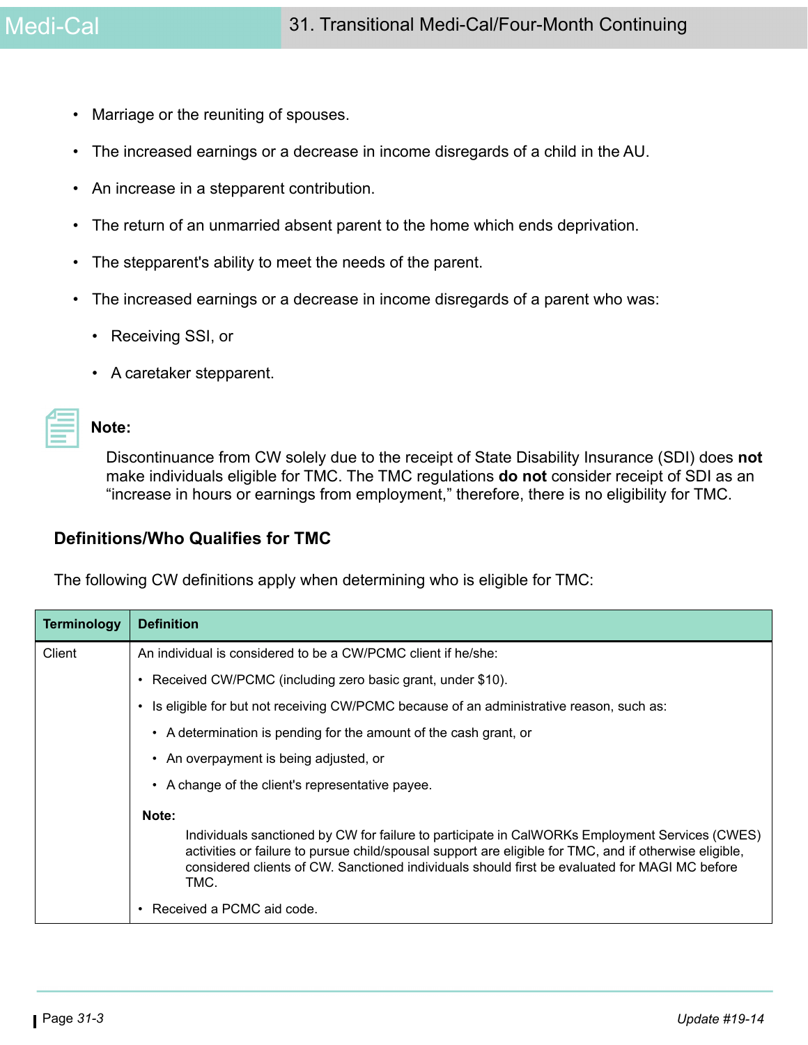- Marriage or the reuniting of spouses.
- The increased earnings or a decrease in income disregards of a child in the AU.
- An increase in a stepparent contribution.
- The return of an unmarried absent parent to the home which ends deprivation.
- The stepparent's ability to meet the needs of the parent.
- The increased earnings or a decrease in income disregards of a parent who was:
  - Receiving SSI, or
  - A caretaker stepparent.

**Note:**

Discontinuance from CW solely due to the receipt of State Disability Insurance (SDI) does **not** make individuals eligible for TMC. The TMC regulations **do not** consider receipt of SDI as an "increase in hours or earnings from employment," therefore, there is no eligibility for TMC.

### Definitions/Who Qualifies for TMC

The following CW definitions apply when determining who is eligible for TMC:

| Terminology | Definition |
|---|---|
| Client | An individual is considered to be a CW/PCMC client if he/she:<br>• Received CW/PCMC (including zero basic grant, under $10).<br>• Is eligible for but not receiving CW/PCMC because of an administrative reason, such as:<br>  • A determination is pending for the amount of the cash grant, or<br>  • An overpayment is being adjusted, or<br>  • A change of the client's representative payee.<br>**Note:** Individuals sanctioned by CW for failure to participate in CalWORKs Employment Services (CWES) activities or failure to pursue child/spousal support are eligible for TMC, and if otherwise eligible, considered clients of CW. Sanctioned individuals should first be evaluated for MAGI MC before TMC.<br>• Received a PCMC aid code. |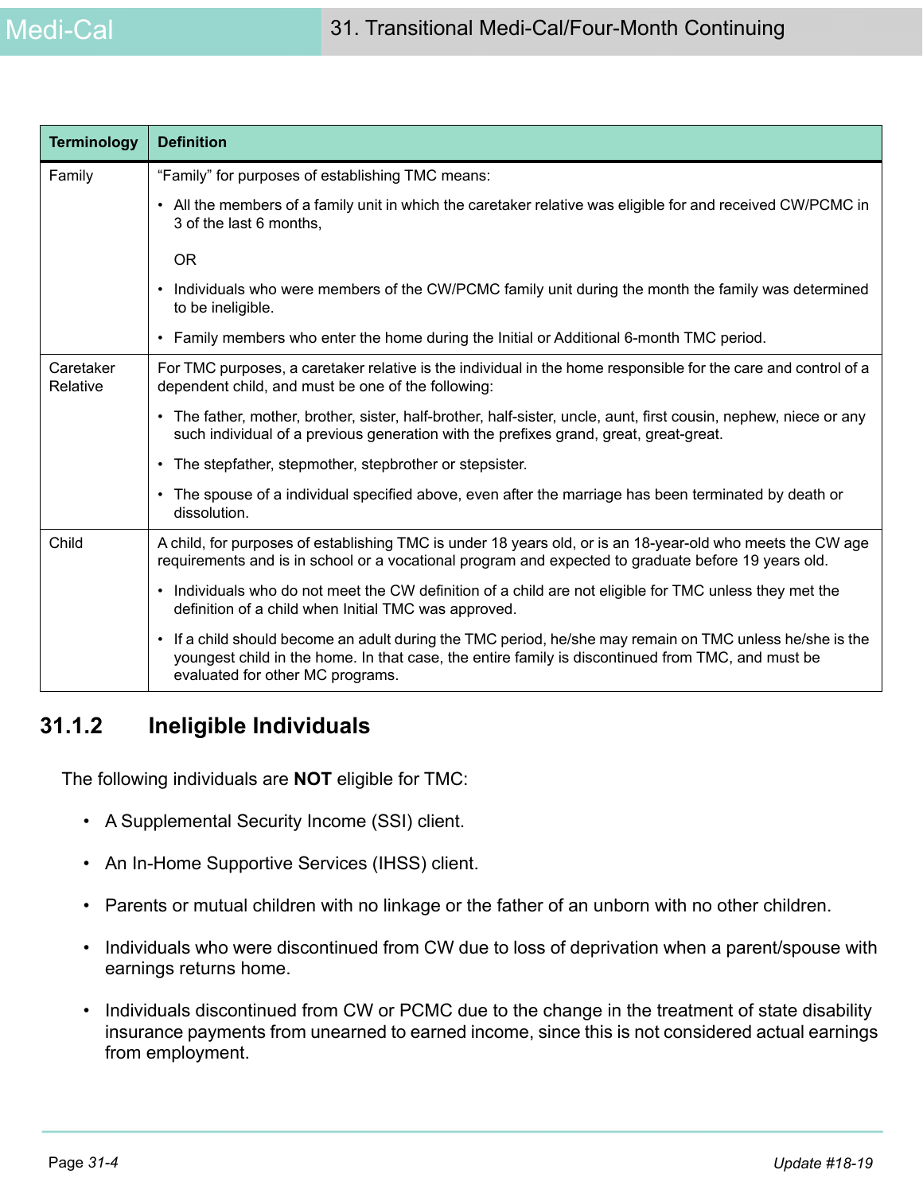| Terminology | Definition |
|---|---|
| Family | "Family" for purposes of establishing TMC means:<br>• All the members of a family unit in which the caretaker relative was eligible for and received CW/PCMC in 3 of the last 6 months,<br>OR<br>• Individuals who were members of the CW/PCMC family unit during the month the family was determined to be ineligible.<br>• Family members who enter the home during the Initial or Additional 6-month TMC period. |
| Caretaker Relative | For TMC purposes, a caretaker relative is the individual in the home responsible for the care and control of a dependent child, and must be one of the following:<br>• The father, mother, brother, sister, half-brother, half-sister, uncle, aunt, first cousin, nephew, niece or any such individual of a previous generation with the prefixes grand, great, great-great.<br>• The stepfather, stepmother, stepbrother or stepsister.<br>• The spouse of a individual specified above, even after the marriage has been terminated by death or dissolution. |
| Child | A child, for purposes of establishing TMC is under 18 years old, or is an 18-year-old who meets the CW age requirements and is in school or a vocational program and expected to graduate before 19 years old.<br>• Individuals who do not meet the CW definition of a child are not eligible for TMC unless they met the definition of a child when Initial TMC was approved.<br>• If a child should become an adult during the TMC period, he/she may remain on TMC unless he/she is the youngest child in the home. In that case, the entire family is discontinued from TMC, and must be evaluated for other MC programs. |

## 31.1.2 Ineligible Individuals

The following individuals are **NOT** eligible for TMC:

- A Supplemental Security Income (SSI) client.
- An In-Home Supportive Services (IHSS) client.
- Parents or mutual children with no linkage or the father of an unborn with no other children.
- Individuals who were discontinued from CW due to loss of deprivation when a parent/spouse with earnings returns home.
- Individuals discontinued from CW or PCMC due to the change in the treatment of state disability insurance payments from unearned to earned income, since this is not considered actual earnings from employment.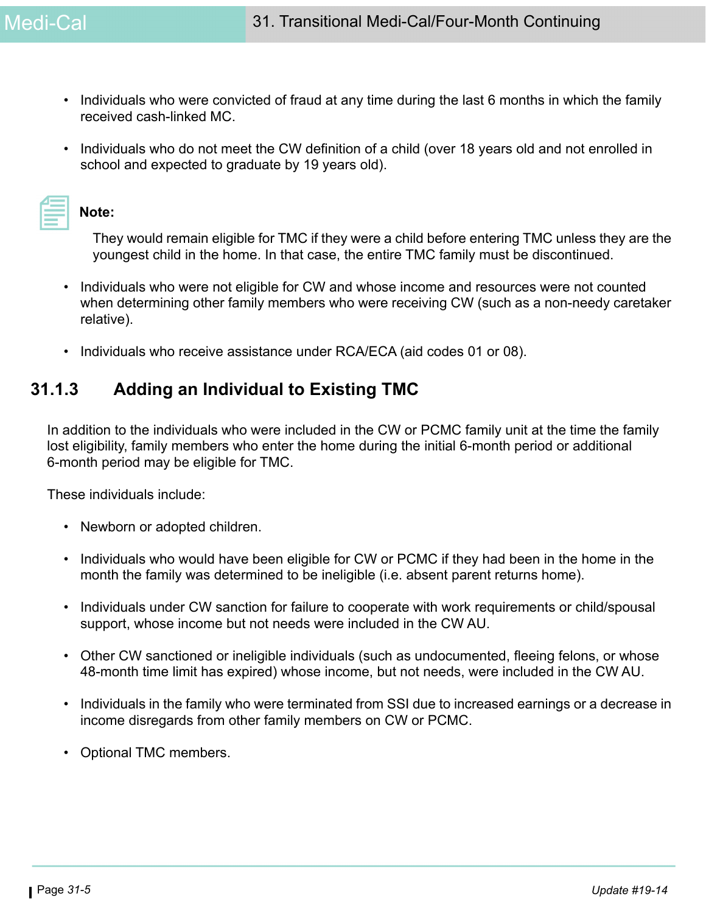- Individuals who were convicted of fraud at any time during the last 6 months in which the family received cash-linked MC.

- Individuals who do not meet the CW definition of a child (over 18 years old and not enrolled in school and expected to graduate by 19 years old).

**Note:**

They would remain eligible for TMC if they were a child before entering TMC unless they are the youngest child in the home. In that case, the entire TMC family must be discontinued.

- Individuals who were not eligible for CW and whose income and resources were not counted when determining other family members who were receiving CW (such as a non-needy caretaker relative).

- Individuals who receive assistance under RCA/ECA (aid codes 01 or 08).

## 31.1.3 Adding an Individual to Existing TMC

In addition to the individuals who were included in the CW or PCMC family unit at the time the family lost eligibility, family members who enter the home during the initial 6-month period or additional 6-month period may be eligible for TMC.

These individuals include:

- Newborn or adopted children.

- Individuals who would have been eligible for CW or PCMC if they had been in the home in the month the family was determined to be ineligible (i.e. absent parent returns home).

- Individuals under CW sanction for failure to cooperate with work requirements or child/spousal support, whose income but not needs were included in the CW AU.

- Other CW sanctioned or ineligible individuals (such as undocumented, fleeing felons, or whose 48-month time limit has expired) whose income, but not needs, were included in the CW AU.

- Individuals in the family who were terminated from SSI due to increased earnings or a decrease in income disregards from other family members on CW or PCMC.

- Optional TMC members.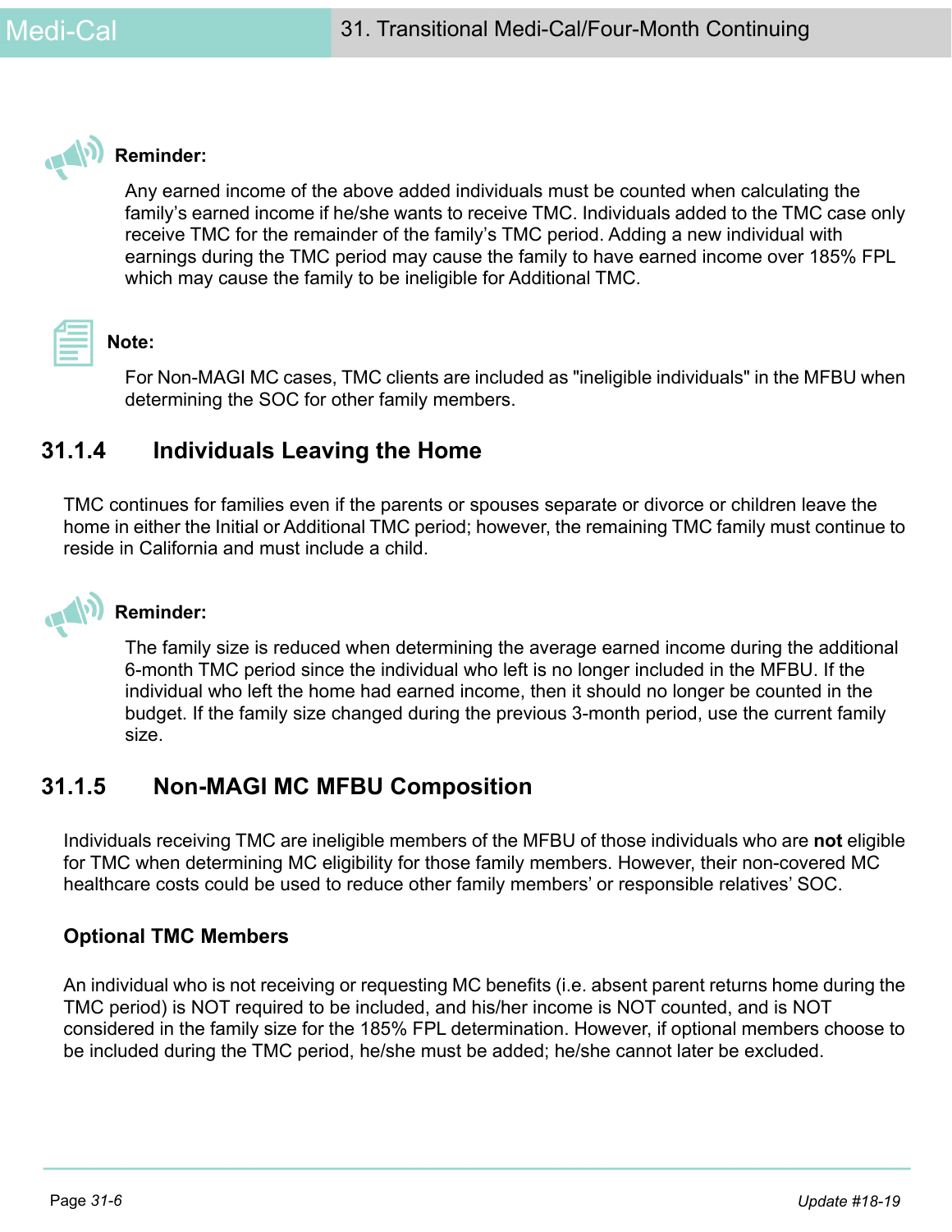**Reminder:**

Any earned income of the above added individuals must be counted when calculating the family's earned income if he/she wants to receive TMC. Individuals added to the TMC case only receive TMC for the remainder of the family's TMC period. Adding a new individual with earnings during the TMC period may cause the family to have earned income over 185% FPL which may cause the family to be ineligible for Additional TMC.

**Note:**

For Non-MAGI MC cases, TMC clients are included as "ineligible individuals" in the MFBU when determining the SOC for other family members.

### 31.1.4 Individuals Leaving the Home

TMC continues for families even if the parents or spouses separate or divorce or children leave the home in either the Initial or Additional TMC period; however, the remaining TMC family must continue to reside in California and must include a child.

**Reminder:**

The family size is reduced when determining the average earned income during the additional 6-month TMC period since the individual who left is no longer included in the MFBU. If the individual who left the home had earned income, then it should no longer be counted in the budget. If the family size changed during the previous 3-month period, use the current family size.

### 31.1.5 Non-MAGI MC MFBU Composition

Individuals receiving TMC are ineligible members of the MFBU of those individuals who are **not** eligible for TMC when determining MC eligibility for those family members. However, their non-covered MC healthcare costs could be used to reduce other family members' or responsible relatives' SOC.

#### Optional TMC Members

An individual who is not receiving or requesting MC benefits (i.e. absent parent returns home during the TMC period) is NOT required to be included, and his/her income is NOT counted, and is NOT considered in the family size for the 185% FPL determination. However, if optional members choose to be included during the TMC period, he/she must be added; he/she cannot later be excluded.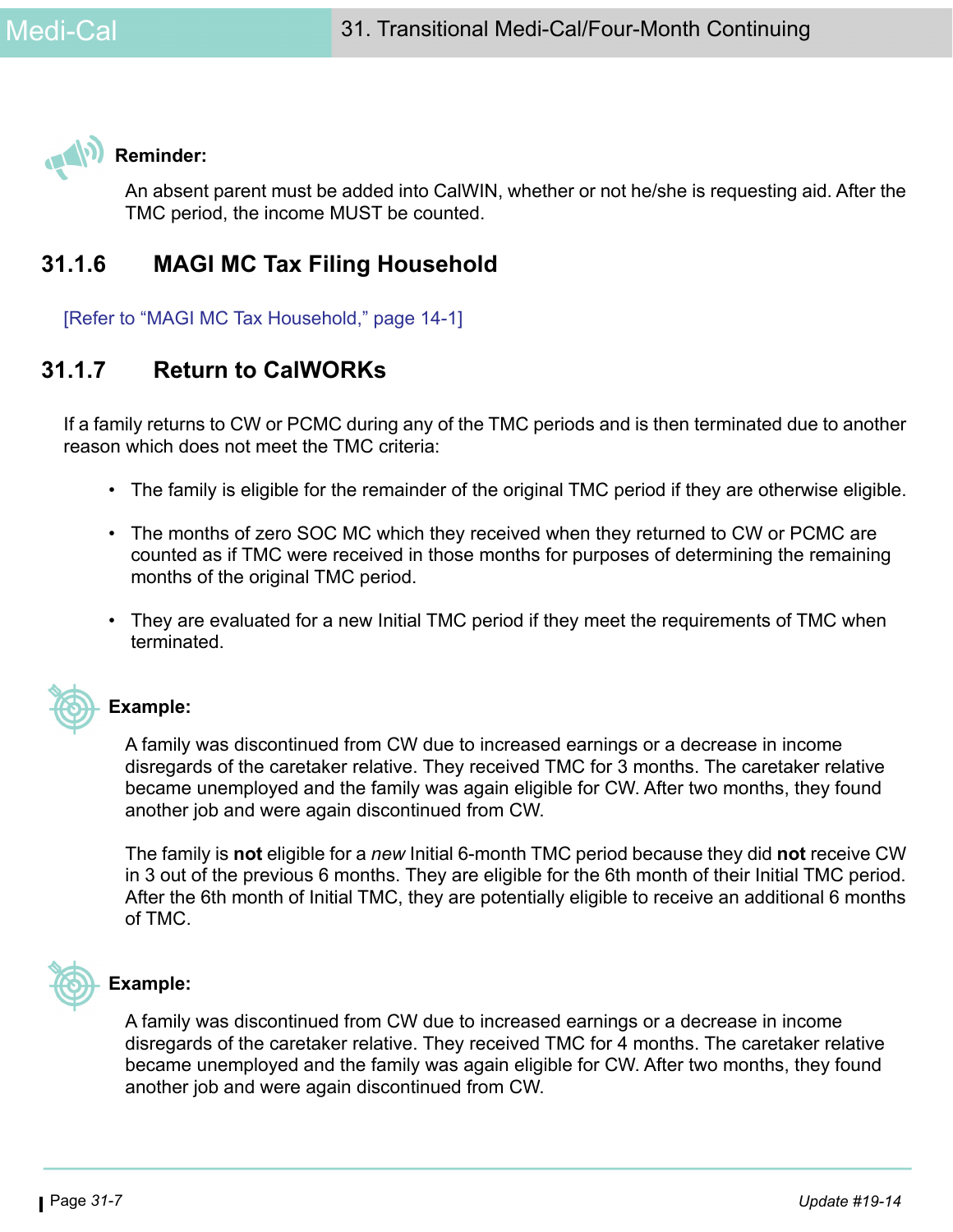**Reminder:**

An absent parent must be added into CalWIN, whether or not he/she is requesting aid. After the TMC period, the income MUST be counted.

## 31.1.6 MAGI MC Tax Filing Household

[Refer to "MAGI MC Tax Household," page 14-1]

## 31.1.7 Return to CalWORKs

If a family returns to CW or PCMC during any of the TMC periods and is then terminated due to another reason which does not meet the TMC criteria:

- The family is eligible for the remainder of the original TMC period if they are otherwise eligible.
- The months of zero SOC MC which they received when they returned to CW or PCMC are counted as if TMC were received in those months for purposes of determining the remaining months of the original TMC period.
- They are evaluated for a new Initial TMC period if they meet the requirements of TMC when terminated.

**Example:**

A family was discontinued from CW due to increased earnings or a decrease in income disregards of the caretaker relative. They received TMC for 3 months. The caretaker relative became unemployed and the family was again eligible for CW. After two months, they found another job and were again discontinued from CW.

The family is **not** eligible for a *new* Initial 6-month TMC period because they did **not** receive CW in 3 out of the previous 6 months. They are eligible for the 6th month of their Initial TMC period. After the 6th month of Initial TMC, they are potentially eligible to receive an additional 6 months of TMC.

**Example:**

A family was discontinued from CW due to increased earnings or a decrease in income disregards of the caretaker relative. They received TMC for 4 months. The caretaker relative became unemployed and the family was again eligible for CW. After two months, they found another job and were again discontinued from CW.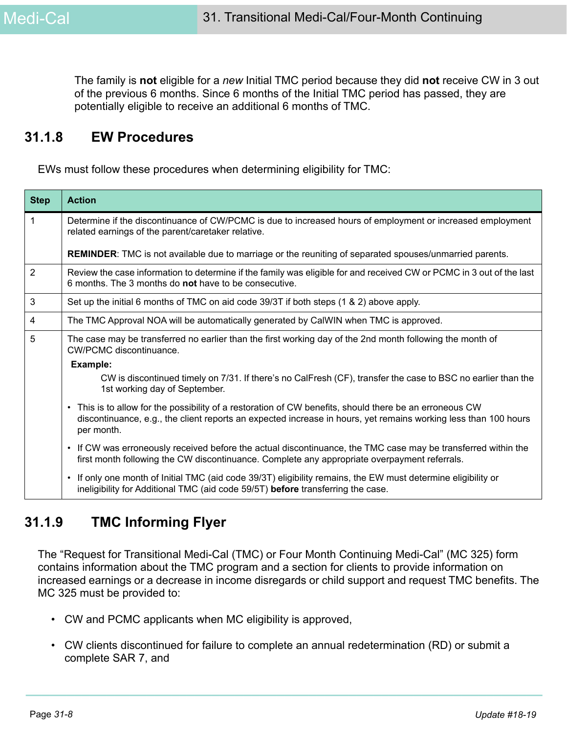The family is **not** eligible for a *new* Initial TMC period because they did **not** receive CW in 3 out of the previous 6 months. Since 6 months of the Initial TMC period has passed, they are potentially eligible to receive an additional 6 months of TMC.

## 31.1.8 EW Procedures

EWs must follow these procedures when determining eligibility for TMC:

| Step | Action |
|---|---|
| 1 | Determine if the discontinuance of CW/PCMC is due to increased hours of employment or increased employment related earnings of the parent/caretaker relative.<br><br>**REMINDER**: TMC is not available due to marriage or the reuniting of separated spouses/unmarried parents. |
| 2 | Review the case information to determine if the family was eligible for and received CW or PCMC in 3 out of the last 6 months. The 3 months do **not** have to be consecutive. |
| 3 | Set up the initial 6 months of TMC on aid code 39/3T if both steps (1 & 2) above apply. |
| 4 | The TMC Approval NOA will be automatically generated by CalWIN when TMC is approved. |
| 5 | The case may be transferred no earlier than the first working day of the 2nd month following the month of CW/PCMC discontinuance.<br>**Example:**<br>CW is discontinued timely on 7/31. If there's no CalFresh (CF), transfer the case to BSC no earlier than the 1st working day of September.<br>• This is to allow for the possibility of a restoration of CW benefits, should there be an erroneous CW discontinuance, e.g., the client reports an expected increase in hours, yet remains working less than 100 hours per month.<br>• If CW was erroneously received before the actual discontinuance, the TMC case may be transferred within the first month following the CW discontinuance. Complete any appropriate overpayment referrals.<br>• If only one month of Initial TMC (aid code 39/3T) eligibility remains, the EW must determine eligibility or ineligibility for Additional TMC (aid code 59/5T) **before** transferring the case. |

## 31.1.9 TMC Informing Flyer

The "Request for Transitional Medi-Cal (TMC) or Four Month Continuing Medi-Cal" (MC 325) form contains information about the TMC program and a section for clients to provide information on increased earnings or a decrease in income disregards or child support and request TMC benefits. The MC 325 must be provided to:

- CW and PCMC applicants when MC eligibility is approved,
- CW clients discontinued for failure to complete an annual redetermination (RD) or submit a complete SAR 7, and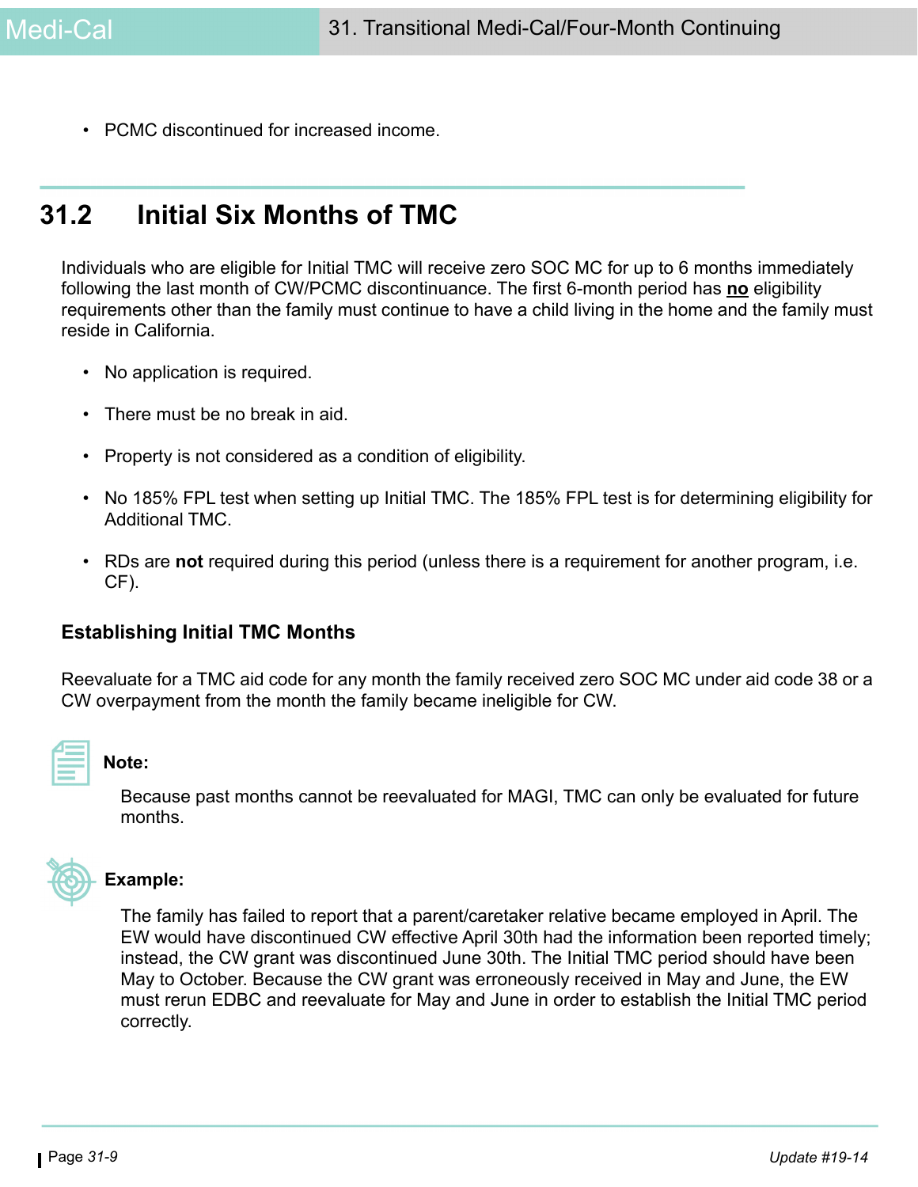- PCMC discontinued for increased income.

## 31.2 Initial Six Months of TMC

Individuals who are eligible for Initial TMC will receive zero SOC MC for up to 6 months immediately following the last month of CW/PCMC discontinuance. The first 6-month period has **no** eligibility requirements other than the family must continue to have a child living in the home and the family must reside in California.

- No application is required.
- There must be no break in aid.
- Property is not considered as a condition of eligibility.
- No 185% FPL test when setting up Initial TMC. The 185% FPL test is for determining eligibility for Additional TMC.
- RDs are **not** required during this period (unless there is a requirement for another program, i.e. CF).

### Establishing Initial TMC Months

Reevaluate for a TMC aid code for any month the family received zero SOC MC under aid code 38 or a CW overpayment from the month the family became ineligible for CW.

**Note:**

Because past months cannot be reevaluated for MAGI, TMC can only be evaluated for future months.

**Example:**

The family has failed to report that a parent/caretaker relative became employed in April. The EW would have discontinued CW effective April 30th had the information been reported timely; instead, the CW grant was discontinued June 30th. The Initial TMC period should have been May to October. Because the CW grant was erroneously received in May and June, the EW must rerun EDBC and reevaluate for May and June in order to establish the Initial TMC period correctly.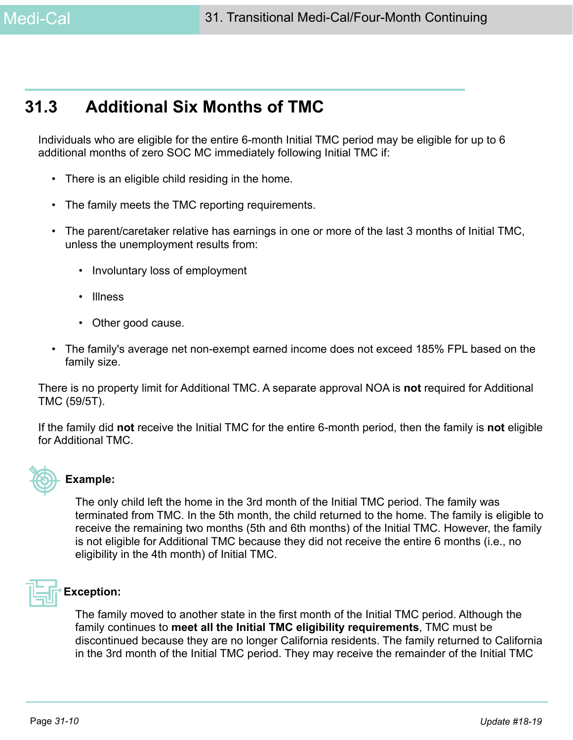## 31.3 Additional Six Months of TMC

Individuals who are eligible for the entire 6-month Initial TMC period may be eligible for up to 6 additional months of zero SOC MC immediately following Initial TMC if:

- There is an eligible child residing in the home.
- The family meets the TMC reporting requirements.
- The parent/caretaker relative has earnings in one or more of the last 3 months of Initial TMC, unless the unemployment results from:
  - Involuntary loss of employment
  - Illness
  - Other good cause.
- The family's average net non-exempt earned income does not exceed 185% FPL based on the family size.

There is no property limit for Additional TMC. A separate approval NOA is **not** required for Additional TMC (59/5T).

If the family did **not** receive the Initial TMC for the entire 6-month period, then the family is **not** eligible for Additional TMC.

**Example:**

The only child left the home in the 3rd month of the Initial TMC period. The family was terminated from TMC. In the 5th month, the child returned to the home. The family is eligible to receive the remaining two months (5th and 6th months) of the Initial TMC. However, the family is not eligible for Additional TMC because they did not receive the entire 6 months (i.e., no eligibility in the 4th month) of Initial TMC.

**Exception:**

The family moved to another state in the first month of the Initial TMC period. Although the family continues to **meet all the Initial TMC eligibility requirements**, TMC must be discontinued because they are no longer California residents. The family returned to California in the 3rd month of the Initial TMC period. They may receive the remainder of the Initial TMC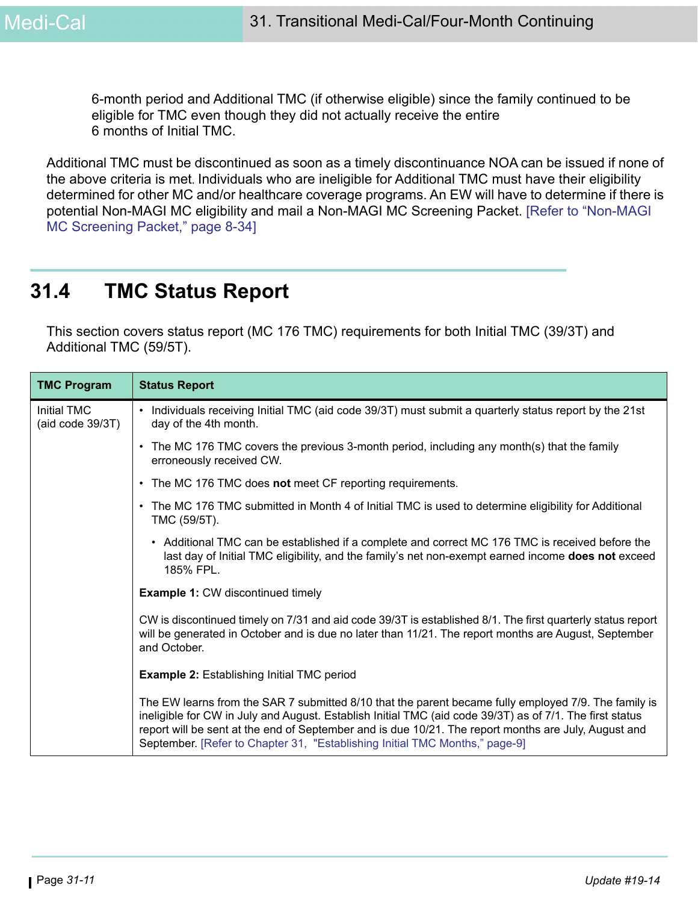6-month period and Additional TMC (if otherwise eligible) since the family continued to be eligible for TMC even though they did not actually receive the entire 6 months of Initial TMC.

Additional TMC must be discontinued as soon as a timely discontinuance NOA can be issued if none of the above criteria is met. Individuals who are ineligible for Additional TMC must have their eligibility determined for other MC and/or healthcare coverage programs. An EW will have to determine if there is potential Non-MAGI MC eligibility and mail a Non-MAGI MC Screening Packet. [Refer to "Non-MAGI MC Screening Packet," page 8-34]

## 31.4 TMC Status Report

This section covers status report (MC 176 TMC) requirements for both Initial TMC (39/3T) and Additional TMC (59/5T).

| TMC Program | Status Report |
|---|---|
| Initial TMC (aid code 39/3T) | • Individuals receiving Initial TMC (aid code 39/3T) must submit a quarterly status report by the 21st day of the 4th month.<br>• The MC 176 TMC covers the previous 3-month period, including any month(s) that the family erroneously received CW.<br>• The MC 176 TMC does **not** meet CF reporting requirements.<br>• The MC 176 TMC submitted in Month 4 of Initial TMC is used to determine eligibility for Additional TMC (59/5T).<br>  • Additional TMC can be established if a complete and correct MC 176 TMC is received before the last day of Initial TMC eligibility, and the family's net non-exempt earned income **does not** exceed 185% FPL.<br><br>**Example 1:** CW discontinued timely<br><br>CW is discontinued timely on 7/31 and aid code 39/3T is established 8/1. The first quarterly status report will be generated in October and is due no later than 11/21. The report months are August, September and October.<br><br>**Example 2:** Establishing Initial TMC period<br><br>The EW learns from the SAR 7 submitted 8/10 that the parent became fully employed 7/9. The family is ineligible for CW in July and August. Establish Initial TMC (aid code 39/3T) as of 7/1. The first status report will be sent at the end of September and is due 10/21. The report months are July, August and September. [Refer to Chapter 31, "Establishing Initial TMC Months," page-9] |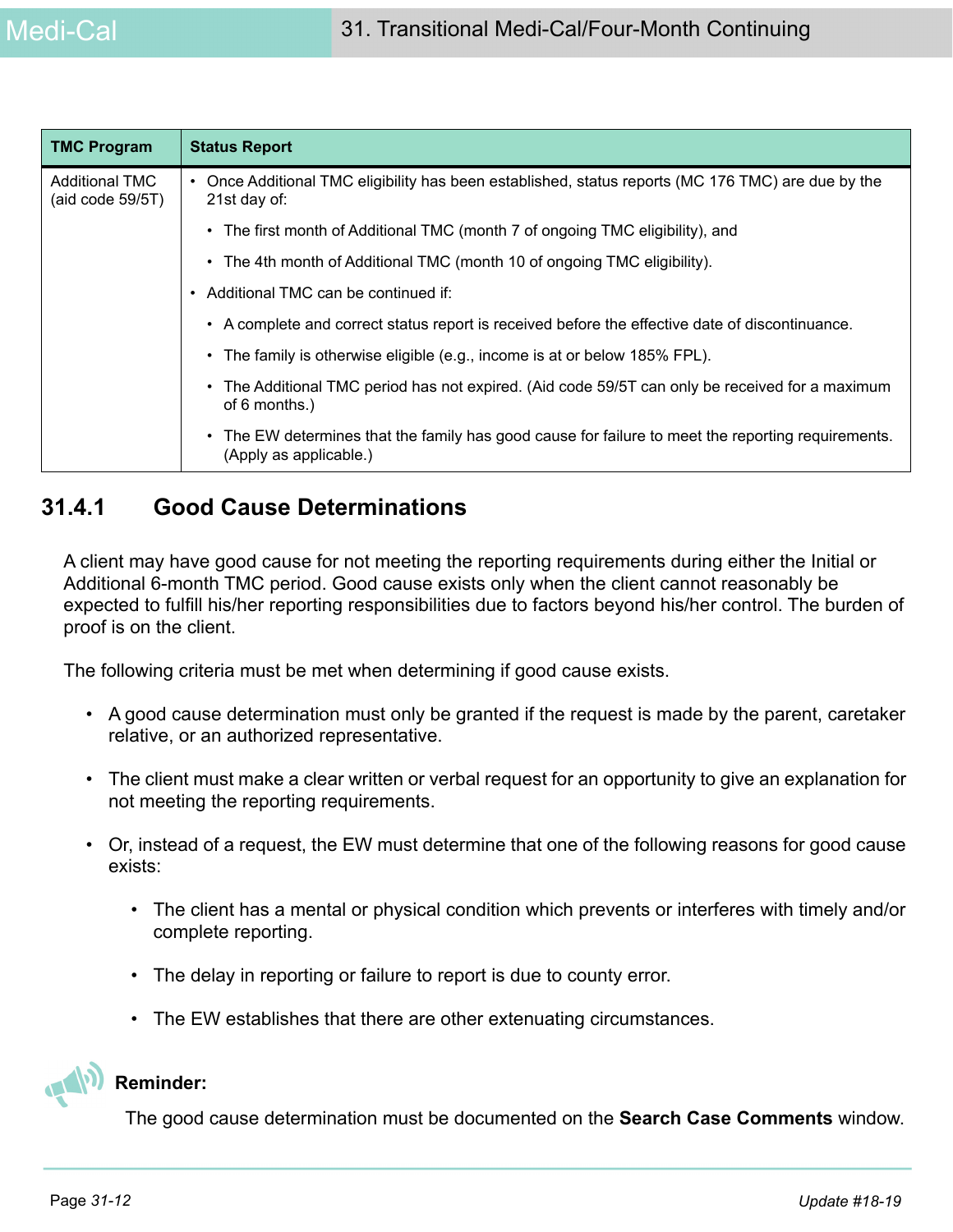| TMC Program | Status Report |
|---|---|
| Additional TMC (aid code 59/5T) | • Once Additional TMC eligibility has been established, status reports (MC 176 TMC) are due by the 21st day of:<br>  • The first month of Additional TMC (month 7 of ongoing TMC eligibility), and<br>  • The 4th month of Additional TMC (month 10 of ongoing TMC eligibility).<br>• Additional TMC can be continued if:<br>  • A complete and correct status report is received before the effective date of discontinuance.<br>  • The family is otherwise eligible (e.g., income is at or below 185% FPL).<br>  • The Additional TMC period has not expired. (Aid code 59/5T can only be received for a maximum of 6 months.)<br>  • The EW determines that the family has good cause for failure to meet the reporting requirements. (Apply as applicable.) |

## 31.4.1 Good Cause Determinations

A client may have good cause for not meeting the reporting requirements during either the Initial or Additional 6-month TMC period. Good cause exists only when the client cannot reasonably be expected to fulfill his/her reporting responsibilities due to factors beyond his/her control. The burden of proof is on the client.

The following criteria must be met when determining if good cause exists.

- A good cause determination must only be granted if the request is made by the parent, caretaker relative, or an authorized representative.
- The client must make a clear written or verbal request for an opportunity to give an explanation for not meeting the reporting requirements.
- Or, instead of a request, the EW must determine that one of the following reasons for good cause exists:
  - The client has a mental or physical condition which prevents or interferes with timely and/or complete reporting.
  - The delay in reporting or failure to report is due to county error.
  - The EW establishes that there are other extenuating circumstances.

**Reminder:**

The good cause determination must be documented on the **Search Case Comments** window.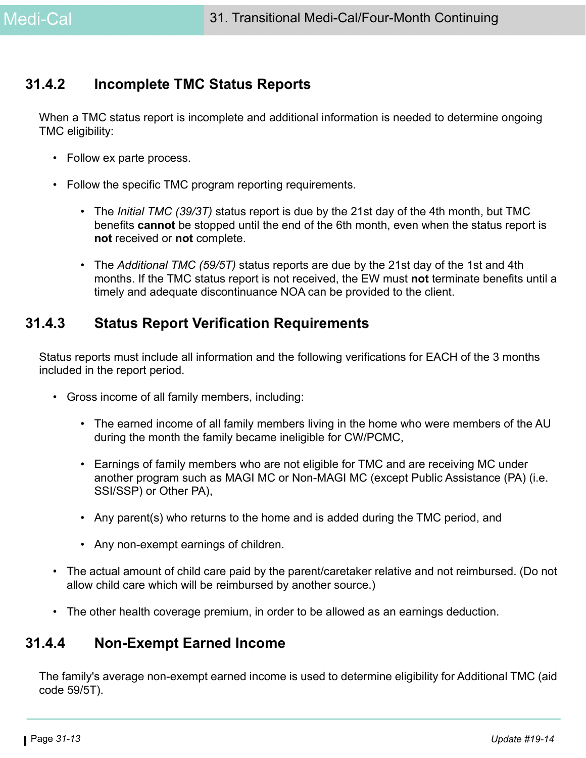## 31.4.2 Incomplete TMC Status Reports

When a TMC status report is incomplete and additional information is needed to determine ongoing TMC eligibility:

- Follow ex parte process.
- Follow the specific TMC program reporting requirements.
  - The *Initial TMC (39/3T)* status report is due by the 21st day of the 4th month, but TMC benefits **cannot** be stopped until the end of the 6th month, even when the status report is **not** received or **not** complete.
  - The *Additional TMC (59/5T)* status reports are due by the 21st day of the 1st and 4th months. If the TMC status report is not received, the EW must **not** terminate benefits until a timely and adequate discontinuance NOA can be provided to the client.

## 31.4.3 Status Report Verification Requirements

Status reports must include all information and the following verifications for EACH of the 3 months included in the report period.

- Gross income of all family members, including:
  - The earned income of all family members living in the home who were members of the AU during the month the family became ineligible for CW/PCMC,
  - Earnings of family members who are not eligible for TMC and are receiving MC under another program such as MAGI MC or Non-MAGI MC (except Public Assistance (PA) (i.e. SSI/SSP) or Other PA),
  - Any parent(s) who returns to the home and is added during the TMC period, and
  - Any non-exempt earnings of children.
- The actual amount of child care paid by the parent/caretaker relative and not reimbursed. (Do not allow child care which will be reimbursed by another source.)
- The other health coverage premium, in order to be allowed as an earnings deduction.

## 31.4.4 Non-Exempt Earned Income

The family's average non-exempt earned income is used to determine eligibility for Additional TMC (aid code 59/5T).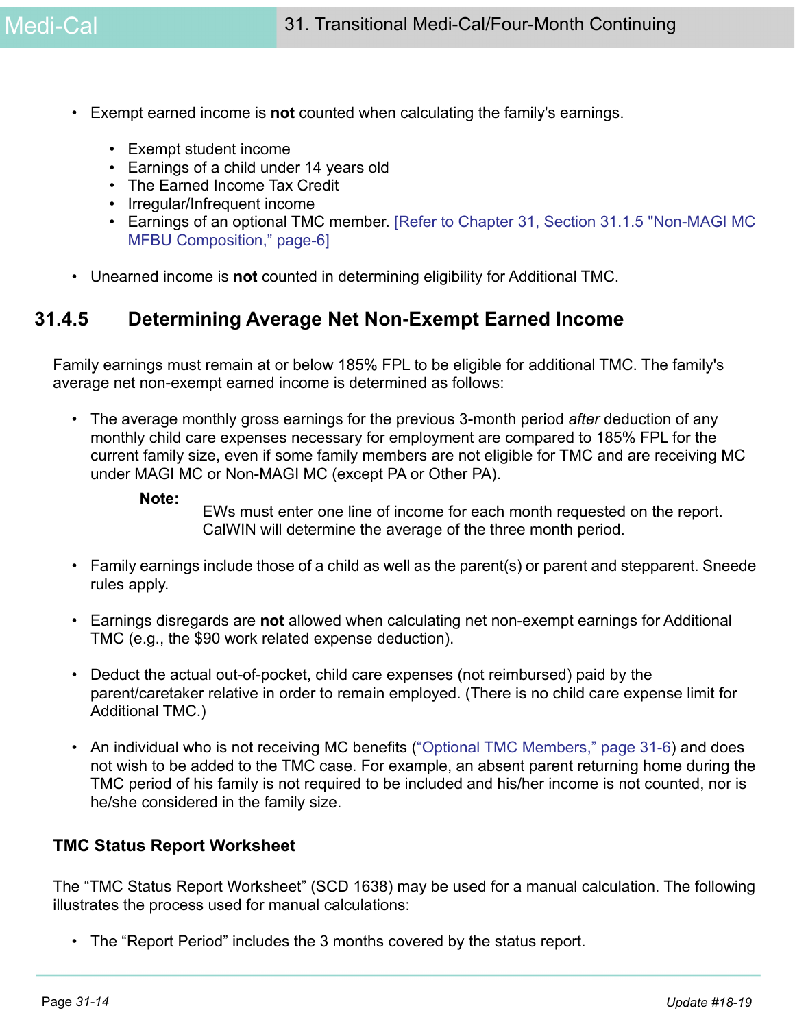- Exempt earned income is **not** counted when calculating the family's earnings.
  - Exempt student income
  - Earnings of a child under 14 years old
  - The Earned Income Tax Credit
  - Irregular/Infrequent income
  - Earnings of an optional TMC member. [Refer to Chapter 31, Section 31.1.5 "Non-MAGI MC MFBU Composition," page-6]
- Unearned income is **not** counted in determining eligibility for Additional TMC.

## 31.4.5 Determining Average Net Non-Exempt Earned Income

Family earnings must remain at or below 185% FPL to be eligible for additional TMC. The family's average net non-exempt earned income is determined as follows:

- The average monthly gross earnings for the previous 3-month period *after* deduction of any monthly child care expenses necessary for employment are compared to 185% FPL for the current family size, even if some family members are not eligible for TMC and are receiving MC under MAGI MC or Non-MAGI MC (except PA or Other PA).

  **Note:** EWs must enter one line of income for each month requested on the report. CalWIN will determine the average of the three month period.

- Family earnings include those of a child as well as the parent(s) or parent and stepparent. Sneede rules apply.
- Earnings disregards are **not** allowed when calculating net non-exempt earnings for Additional TMC (e.g., the $90 work related expense deduction).
- Deduct the actual out-of-pocket, child care expenses (not reimbursed) paid by the parent/caretaker relative in order to remain employed. (There is no child care expense limit for Additional TMC.)
- An individual who is not receiving MC benefits ("Optional TMC Members," page 31-6) and does not wish to be added to the TMC case. For example, an absent parent returning home during the TMC period of his family is not required to be included and his/her income is not counted, nor is he/she considered in the family size.

### TMC Status Report Worksheet

The "TMC Status Report Worksheet" (SCD 1638) may be used for a manual calculation. The following illustrates the process used for manual calculations:

- The "Report Period" includes the 3 months covered by the status report.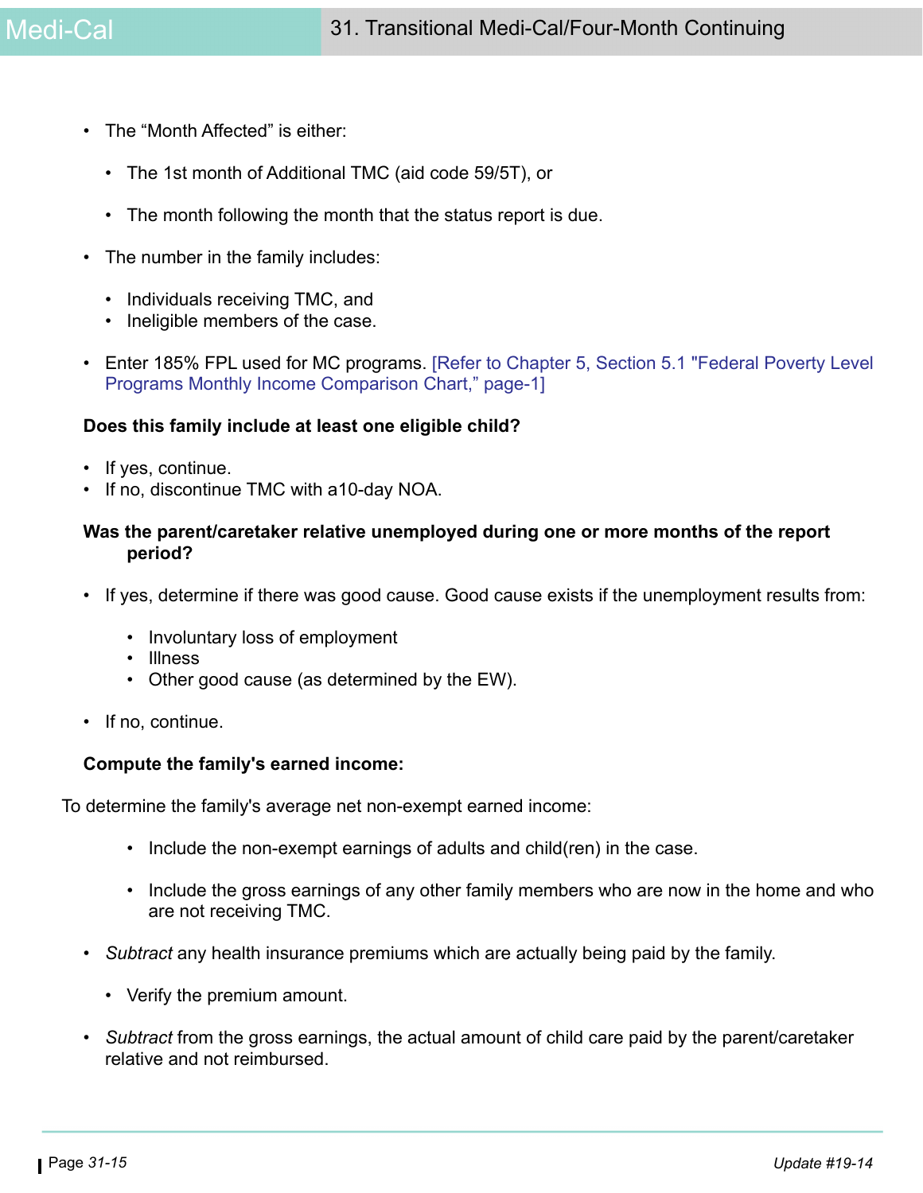- The “Month Affected” is either:
  - The 1st month of Additional TMC (aid code 59/5T), or
  - The month following the month that the status report is due.
- The number in the family includes:
  - Individuals receiving TMC, and
  - Ineligible members of the case.
- Enter 185% FPL used for MC programs. [Refer to Chapter 5, Section 5.1 "Federal Poverty Level Programs Monthly Income Comparison Chart,” page-1]

**Does this family include at least one eligible child?**

- If yes, continue.
- If no, discontinue TMC with a10-day NOA.

**Was the parent/caretaker relative unemployed during one or more months of the report period?**

- If yes, determine if there was good cause. Good cause exists if the unemployment results from:
  - Involuntary loss of employment
  - Illness
  - Other good cause (as determined by the EW).
- If no, continue.

**Compute the family's earned income:**

To determine the family's average net non-exempt earned income:

- Include the non-exempt earnings of adults and child(ren) in the case.
- Include the gross earnings of any other family members who are now in the home and who are not receiving TMC.

- *Subtract* any health insurance premiums which are actually being paid by the family.
  - Verify the premium amount.
- *Subtract* from the gross earnings, the actual amount of child care paid by the parent/caretaker relative and not reimbursed.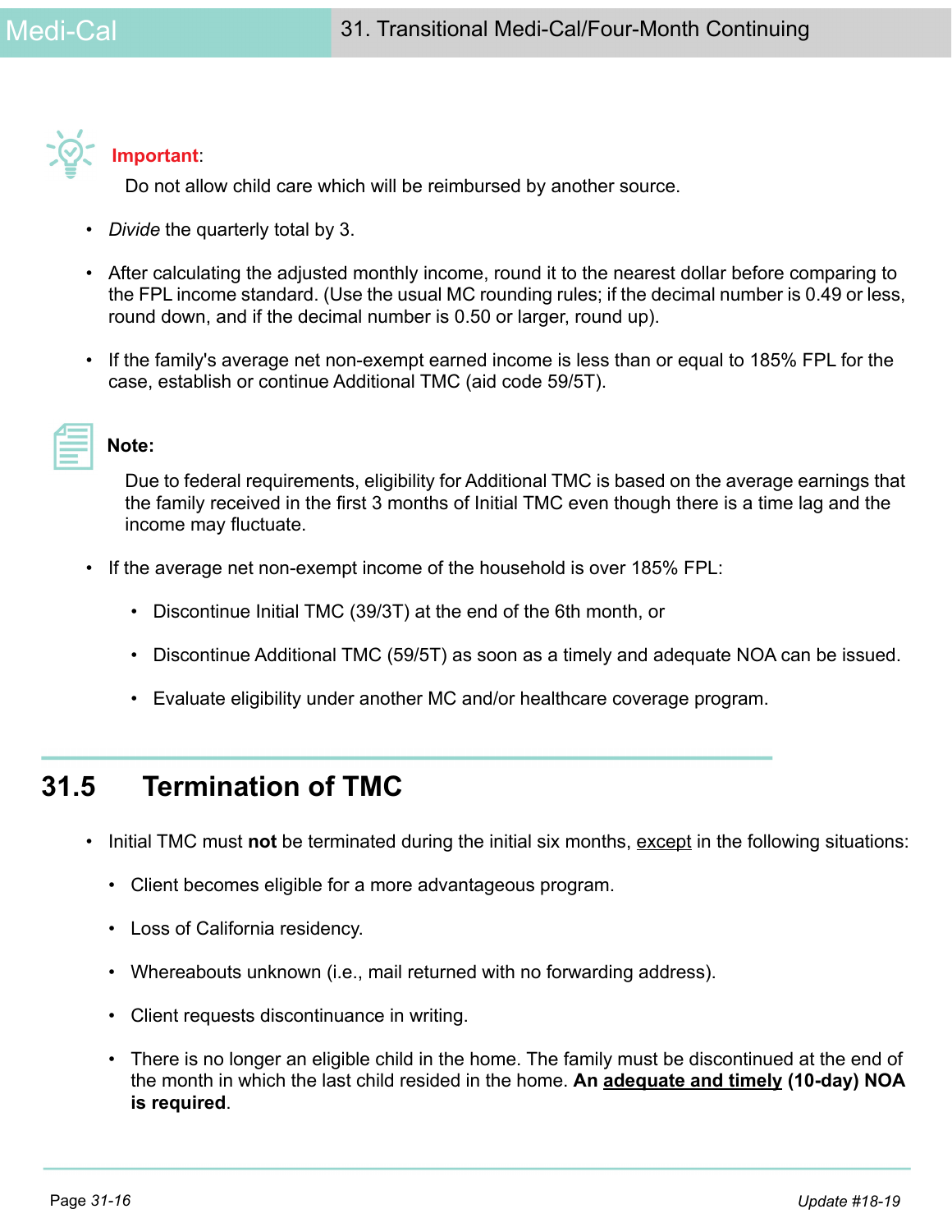**Important**:

Do not allow child care which will be reimbursed by another source.

- *Divide* the quarterly total by 3.
- After calculating the adjusted monthly income, round it to the nearest dollar before comparing to the FPL income standard. (Use the usual MC rounding rules; if the decimal number is 0.49 or less, round down, and if the decimal number is 0.50 or larger, round up).
- If the family's average net non-exempt earned income is less than or equal to 185% FPL for the case, establish or continue Additional TMC (aid code 59/5T).

**Note:**

Due to federal requirements, eligibility for Additional TMC is based on the average earnings that the family received in the first 3 months of Initial TMC even though there is a time lag and the income may fluctuate.

- If the average net non-exempt income of the household is over 185% FPL:
  - Discontinue Initial TMC (39/3T) at the end of the 6th month, or
  - Discontinue Additional TMC (59/5T) as soon as a timely and adequate NOA can be issued.
  - Evaluate eligibility under another MC and/or healthcare coverage program.

## 31.5 Termination of TMC

- Initial TMC must **not** be terminated during the initial six months, except in the following situations:
  - Client becomes eligible for a more advantageous program.
  - Loss of California residency.
  - Whereabouts unknown (i.e., mail returned with no forwarding address).
  - Client requests discontinuance in writing.
  - There is no longer an eligible child in the home. The family must be discontinued at the end of the month in which the last child resided in the home. **An adequate and timely (10-day) NOA is required**.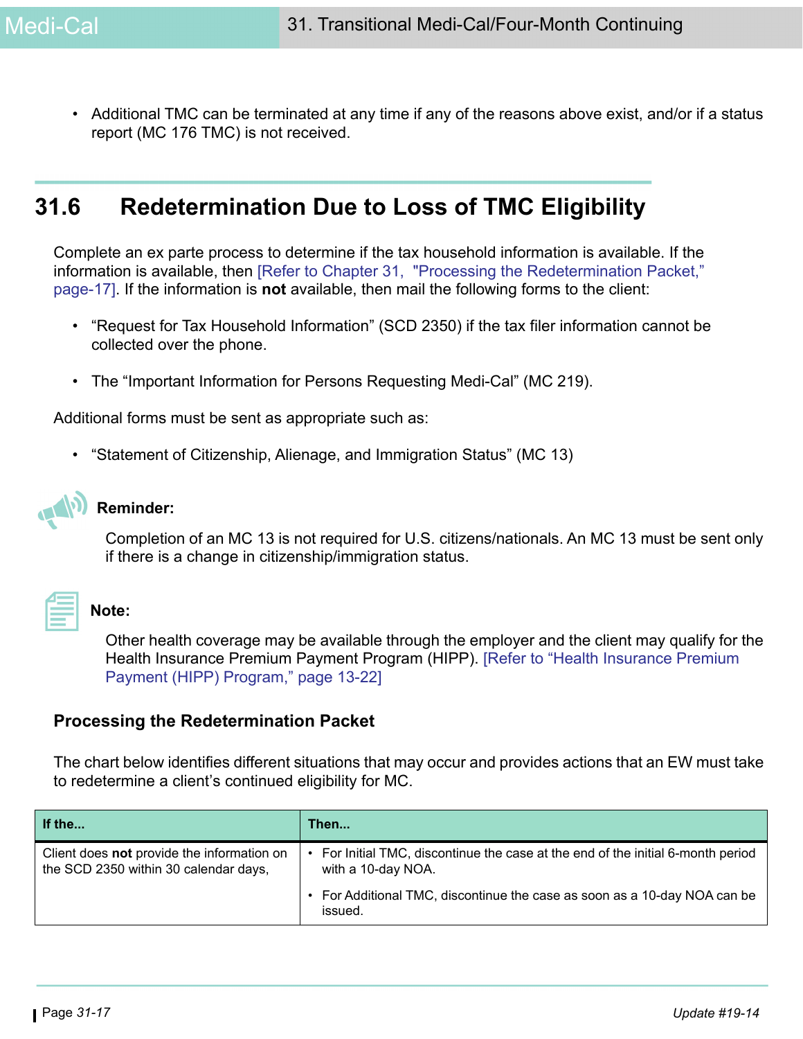- Additional TMC can be terminated at any time if any of the reasons above exist, and/or if a status report (MC 176 TMC) is not received.

## 31.6 Redetermination Due to Loss of TMC Eligibility

Complete an ex parte process to determine if the tax household information is available. If the information is available, then [Refer to Chapter 31, "Processing the Redetermination Packet," page-17]. If the information is **not** available, then mail the following forms to the client:

- "Request for Tax Household Information" (SCD 2350) if the tax filer information cannot be collected over the phone.
- The "Important Information for Persons Requesting Medi-Cal" (MC 219).

Additional forms must be sent as appropriate such as:

- "Statement of Citizenship, Alienage, and Immigration Status" (MC 13)

**Reminder:**

Completion of an MC 13 is not required for U.S. citizens/nationals. An MC 13 must be sent only if there is a change in citizenship/immigration status.

**Note:**

Other health coverage may be available through the employer and the client may qualify for the Health Insurance Premium Payment Program (HIPP). [Refer to "Health Insurance Premium Payment (HIPP) Program," page 13-22]

### Processing the Redetermination Packet

The chart below identifies different situations that may occur and provides actions that an EW must take to redetermine a client's continued eligibility for MC.

| If the... | Then... |
|---|---|
| Client does **not** provide the information on the SCD 2350 within 30 calendar days, | • For Initial TMC, discontinue the case at the end of the initial 6-month period with a 10-day NOA.<br>• For Additional TMC, discontinue the case as soon as a 10-day NOA can be issued. |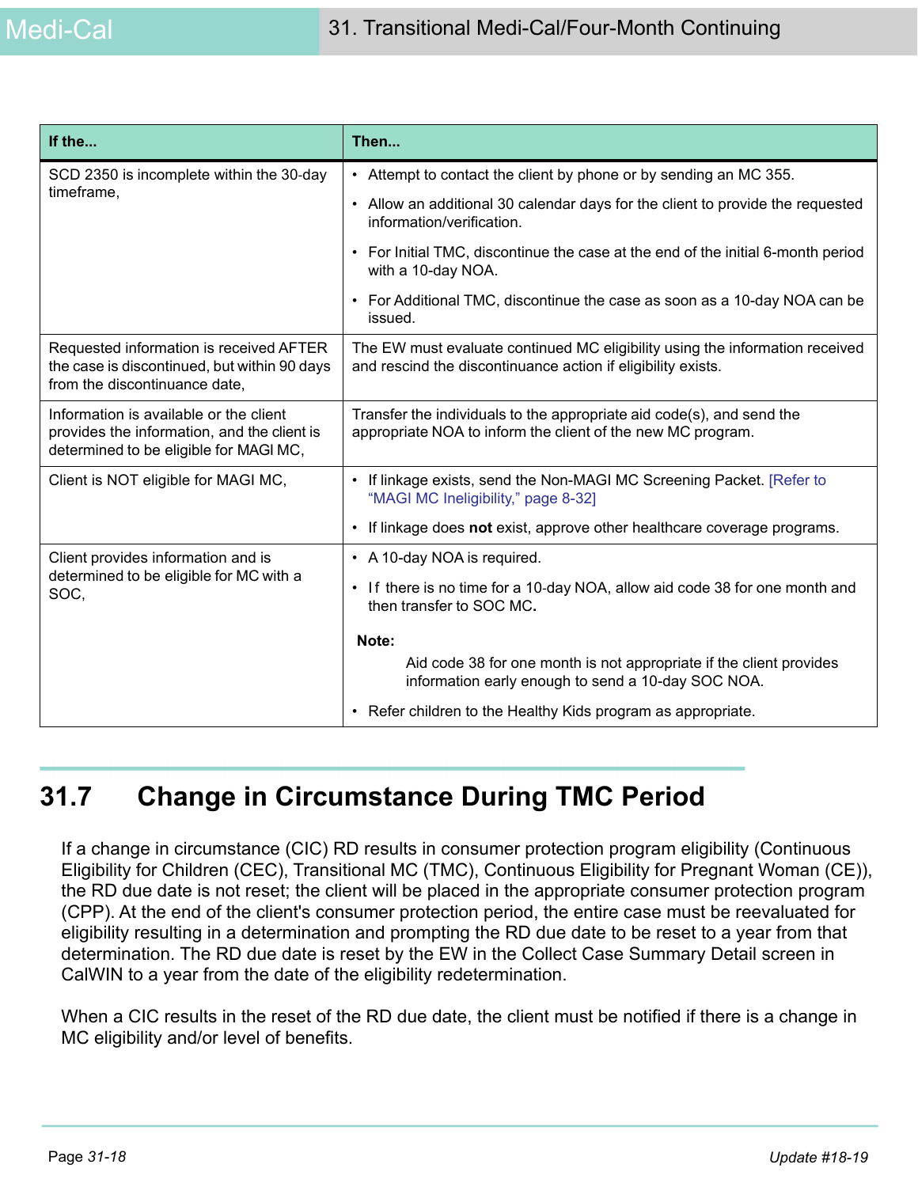| If the... | Then... |
|---|---|
| SCD 2350 is incomplete within the 30-day timeframe, | • Attempt to contact the client by phone or by sending an MC 355.<br>• Allow an additional 30 calendar days for the client to provide the requested information/verification.<br>• For Initial TMC, discontinue the case at the end of the initial 6-month period with a 10-day NOA.<br>• For Additional TMC, discontinue the case as soon as a 10-day NOA can be issued. |
| Requested information is received AFTER the case is discontinued, but within 90 days from the discontinuance date, | The EW must evaluate continued MC eligibility using the information received and rescind the discontinuance action if eligibility exists. |
| Information is available or the client provides the information, and the client is determined to be eligible for MAGI MC, | Transfer the individuals to the appropriate aid code(s), and send the appropriate NOA to inform the client of the new MC program. |
| Client is NOT eligible for MAGI MC, | • If linkage exists, send the Non-MAGI MC Screening Packet. [Refer to "MAGI MC Ineligibility," page 8-32]<br>• If linkage does **not** exist, approve other healthcare coverage programs. |
| Client provides information and is determined to be eligible for MC with a SOC, | • A 10-day NOA is required.<br>• If there is no time for a 10-day NOA, allow aid code 38 for one month and then transfer to SOC MC.<br>**Note:** Aid code 38 for one month is not appropriate if the client provides information early enough to send a 10-day SOC NOA.<br>• Refer children to the Healthy Kids program as appropriate. |

## 31.7 Change in Circumstance During TMC Period

If a change in circumstance (CIC) RD results in consumer protection program eligibility (Continuous Eligibility for Children (CEC), Transitional MC (TMC), Continuous Eligibility for Pregnant Woman (CE)), the RD due date is not reset; the client will be placed in the appropriate consumer protection program (CPP). At the end of the client's consumer protection period, the entire case must be reevaluated for eligibility resulting in a determination and prompting the RD due date to be reset to a year from that determination. The RD due date is reset by the EW in the Collect Case Summary Detail screen in CalWIN to a year from the date of the eligibility redetermination.

When a CIC results in the reset of the RD due date, the client must be notified if there is a change in MC eligibility and/or level of benefits.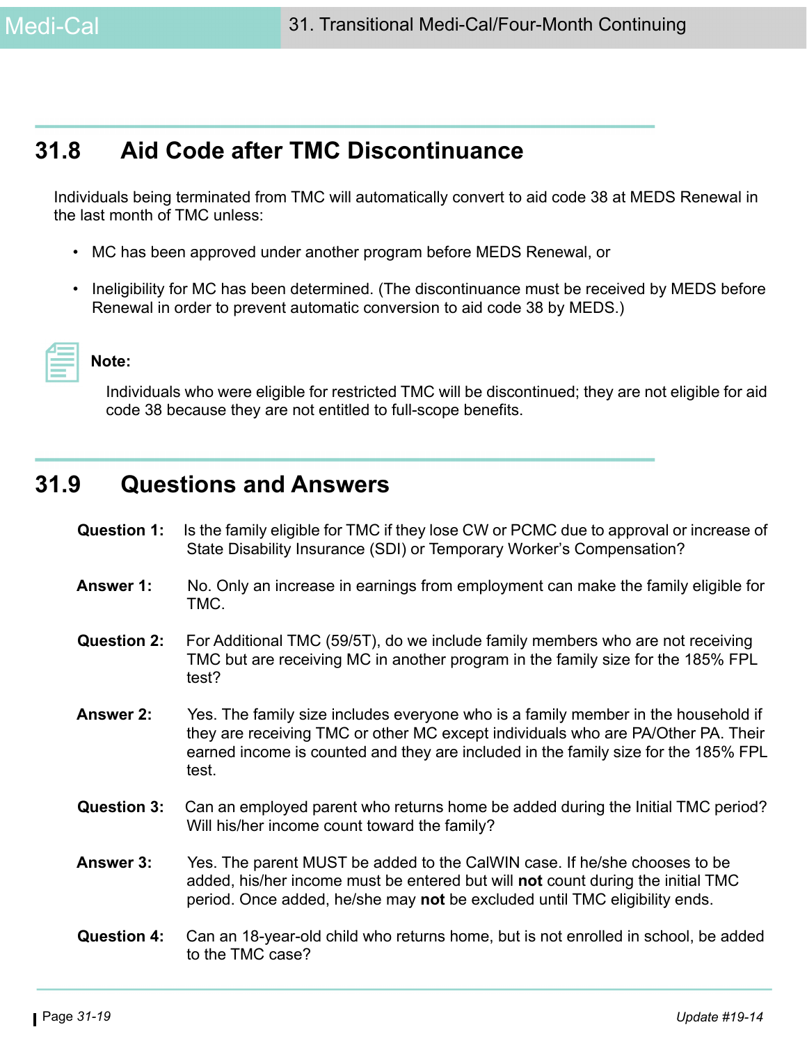## 31.8 Aid Code after TMC Discontinuance

Individuals being terminated from TMC will automatically convert to aid code 38 at MEDS Renewal in the last month of TMC unless:

- MC has been approved under another program before MEDS Renewal, or
- Ineligibility for MC has been determined. (The discontinuance must be received by MEDS before Renewal in order to prevent automatic conversion to aid code 38 by MEDS.)

**Note:**

Individuals who were eligible for restricted TMC will be discontinued; they are not eligible for aid code 38 because they are not entitled to full-scope benefits.

## 31.9 Questions and Answers

**Question 1:** Is the family eligible for TMC if they lose CW or PCMC due to approval or increase of State Disability Insurance (SDI) or Temporary Worker's Compensation?

**Answer 1:** No. Only an increase in earnings from employment can make the family eligible for TMC.

**Question 2:** For Additional TMC (59/5T), do we include family members who are not receiving TMC but are receiving MC in another program in the family size for the 185% FPL test?

**Answer 2:** Yes. The family size includes everyone who is a family member in the household if they are receiving TMC or other MC except individuals who are PA/Other PA. Their earned income is counted and they are included in the family size for the 185% FPL test.

**Question 3:** Can an employed parent who returns home be added during the Initial TMC period? Will his/her income count toward the family?

**Answer 3:** Yes. The parent MUST be added to the CalWIN case. If he/she chooses to be added, his/her income must be entered but will **not** count during the initial TMC period. Once added, he/she may **not** be excluded until TMC eligibility ends.

**Question 4:** Can an 18-year-old child who returns home, but is not enrolled in school, be added to the TMC case?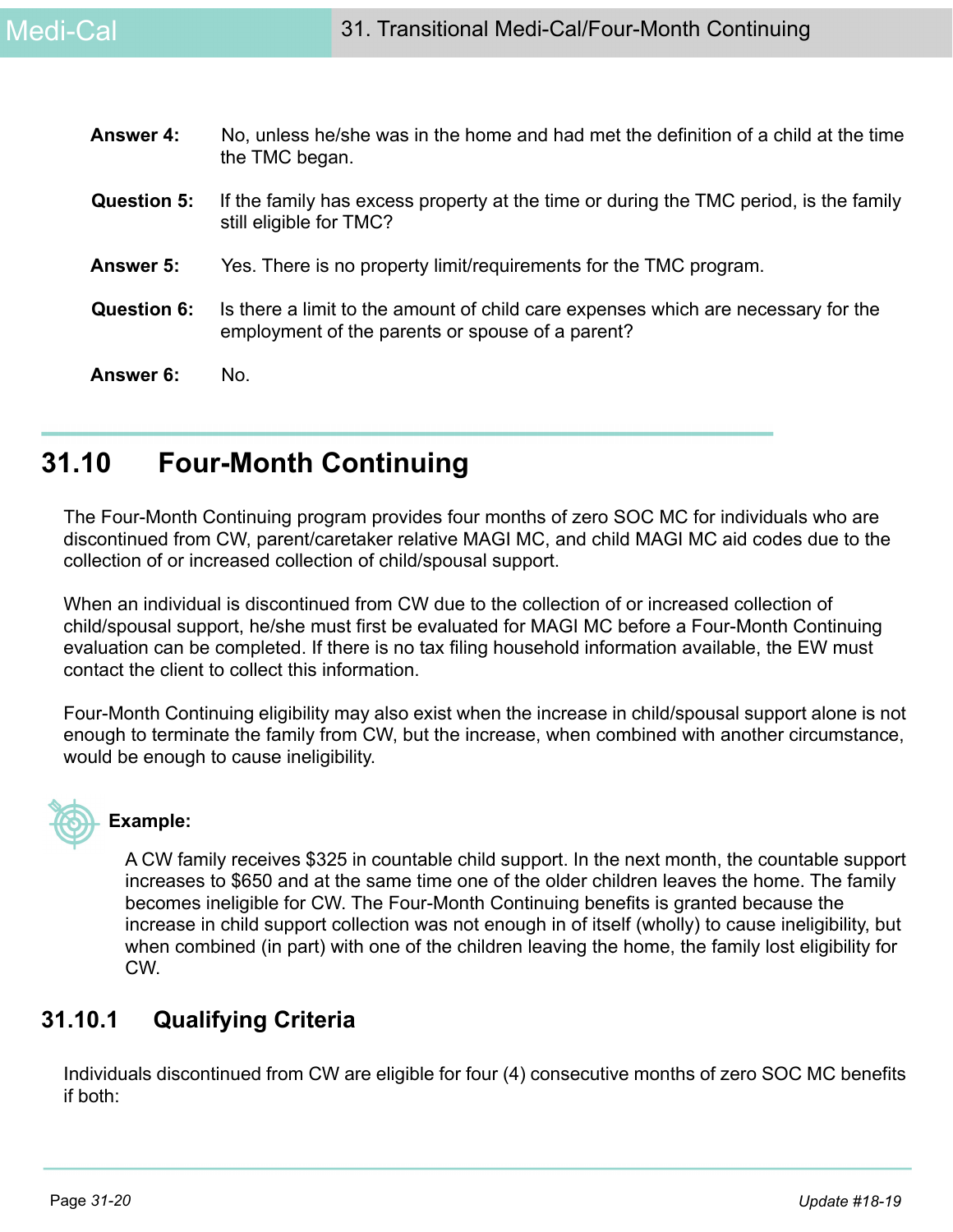**Answer 4:** No, unless he/she was in the home and had met the definition of a child at the time the TMC began.

**Question 5:** If the family has excess property at the time or during the TMC period, is the family still eligible for TMC?

**Answer 5:** Yes. There is no property limit/requirements for the TMC program.

**Question 6:** Is there a limit to the amount of child care expenses which are necessary for the employment of the parents or spouse of a parent?

**Answer 6:** No.

## 31.10 Four-Month Continuing

The Four-Month Continuing program provides four months of zero SOC MC for individuals who are discontinued from CW, parent/caretaker relative MAGI MC, and child MAGI MC aid codes due to the collection of or increased collection of child/spousal support.

When an individual is discontinued from CW due to the collection of or increased collection of child/spousal support, he/she must first be evaluated for MAGI MC before a Four-Month Continuing evaluation can be completed. If there is no tax filing household information available, the EW must contact the client to collect this information.

Four-Month Continuing eligibility may also exist when the increase in child/spousal support alone is not enough to terminate the family from CW, but the increase, when combined with another circumstance, would be enough to cause ineligibility.

**Example:**

A CW family receives $325 in countable child support. In the next month, the countable support increases to $650 and at the same time one of the older children leaves the home. The family becomes ineligible for CW. The Four-Month Continuing benefits is granted because the increase in child support collection was not enough in of itself (wholly) to cause ineligibility, but when combined (in part) with one of the children leaving the home, the family lost eligibility for CW.

### 31.10.1 Qualifying Criteria

Individuals discontinued from CW are eligible for four (4) consecutive months of zero SOC MC benefits if both: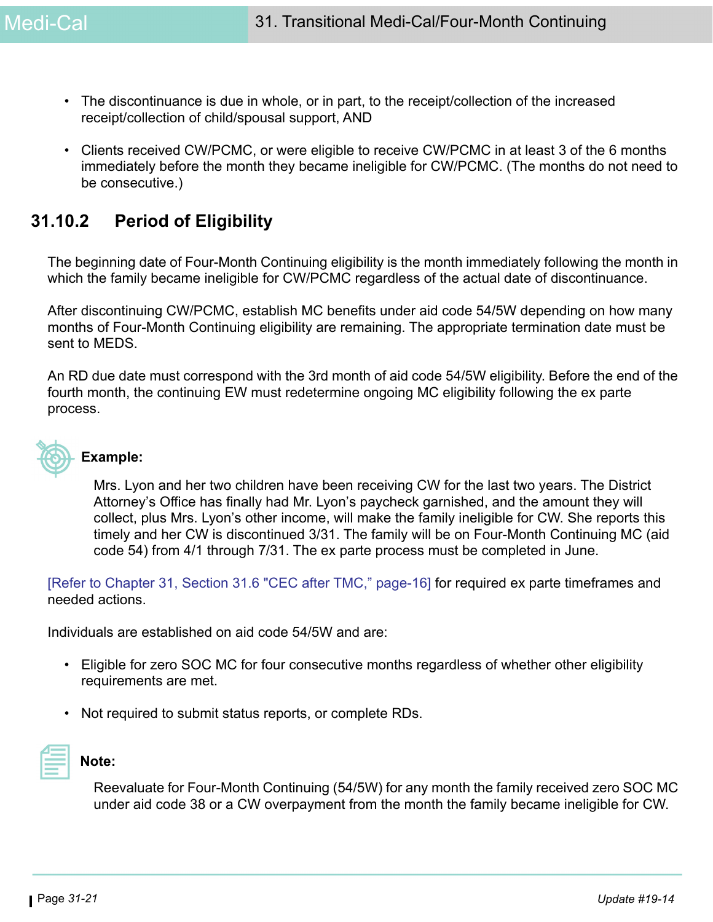- The discontinuance is due in whole, or in part, to the receipt/collection of the increased receipt/collection of child/spousal support, AND
- Clients received CW/PCMC, or were eligible to receive CW/PCMC in at least 3 of the 6 months immediately before the month they became ineligible for CW/PCMC. (The months do not need to be consecutive.)

## 31.10.2 Period of Eligibility

The beginning date of Four-Month Continuing eligibility is the month immediately following the month in which the family became ineligible for CW/PCMC regardless of the actual date of discontinuance.

After discontinuing CW/PCMC, establish MC benefits under aid code 54/5W depending on how many months of Four-Month Continuing eligibility are remaining. The appropriate termination date must be sent to MEDS.

An RD due date must correspond with the 3rd month of aid code 54/5W eligibility. Before the end of the fourth month, the continuing EW must redetermine ongoing MC eligibility following the ex parte process.

**Example:**

Mrs. Lyon and her two children have been receiving CW for the last two years. The District Attorney's Office has finally had Mr. Lyon's paycheck garnished, and the amount they will collect, plus Mrs. Lyon's other income, will make the family ineligible for CW. She reports this timely and her CW is discontinued 3/31. The family will be on Four-Month Continuing MC (aid code 54) from 4/1 through 7/31. The ex parte process must be completed in June.

[Refer to Chapter 31, Section 31.6 "CEC after TMC," page-16] for required ex parte timeframes and needed actions.

Individuals are established on aid code 54/5W and are:

- Eligible for zero SOC MC for four consecutive months regardless of whether other eligibility requirements are met.
- Not required to submit status reports, or complete RDs.

**Note:**

Reevaluate for Four-Month Continuing (54/5W) for any month the family received zero SOC MC under aid code 38 or a CW overpayment from the month the family became ineligible for CW.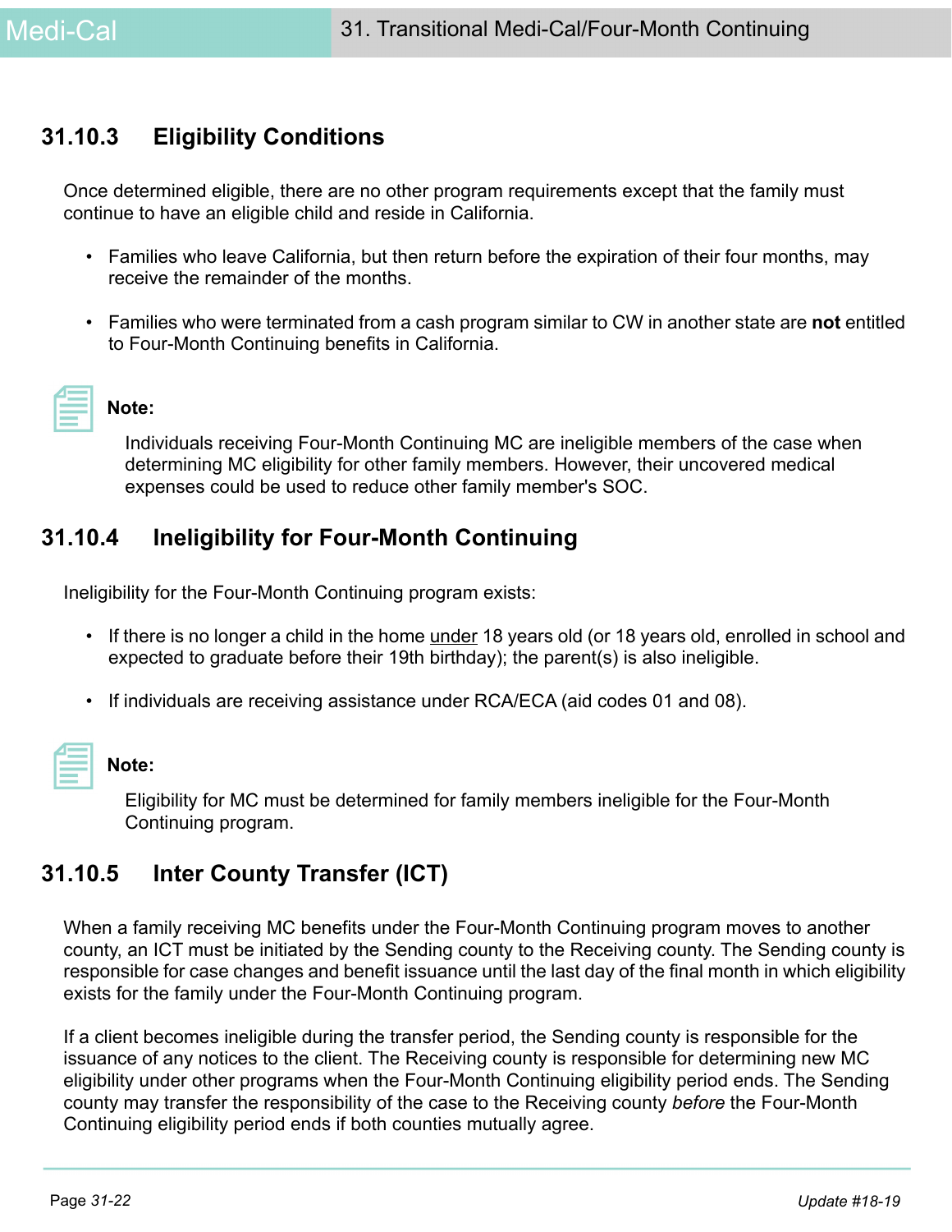### 31.10.3 Eligibility Conditions

Once determined eligible, there are no other program requirements except that the family must continue to have an eligible child and reside in California.

- Families who leave California, but then return before the expiration of their four months, may receive the remainder of the months.
- Families who were terminated from a cash program similar to CW in another state are **not** entitled to Four-Month Continuing benefits in California.

**Note:**

Individuals receiving Four-Month Continuing MC are ineligible members of the case when determining MC eligibility for other family members. However, their uncovered medical expenses could be used to reduce other family member's SOC.

### 31.10.4 Ineligibility for Four-Month Continuing

Ineligibility for the Four-Month Continuing program exists:

- If there is no longer a child in the home under 18 years old (or 18 years old, enrolled in school and expected to graduate before their 19th birthday); the parent(s) is also ineligible.
- If individuals are receiving assistance under RCA/ECA (aid codes 01 and 08).

**Note:**

Eligibility for MC must be determined for family members ineligible for the Four-Month Continuing program.

### 31.10.5 Inter County Transfer (ICT)

When a family receiving MC benefits under the Four-Month Continuing program moves to another county, an ICT must be initiated by the Sending county to the Receiving county. The Sending county is responsible for case changes and benefit issuance until the last day of the final month in which eligibility exists for the family under the Four-Month Continuing program.

If a client becomes ineligible during the transfer period, the Sending county is responsible for the issuance of any notices to the client. The Receiving county is responsible for determining new MC eligibility under other programs when the Four-Month Continuing eligibility period ends. The Sending county may transfer the responsibility of the case to the Receiving county *before* the Four-Month Continuing eligibility period ends if both counties mutually agree.